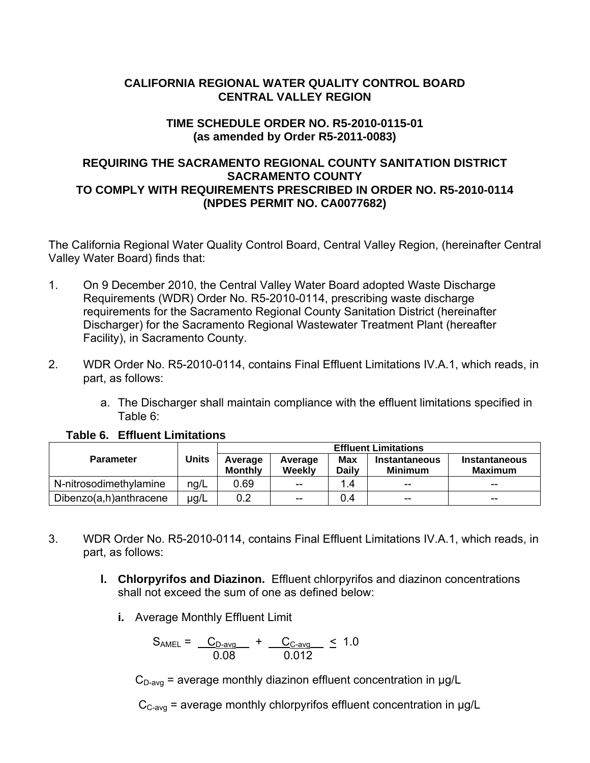**CALIFORNIA REGIONAL WATER QUALITY CONTROL BOARD**
**CENTRAL VALLEY REGION**

**TIME SCHEDULE ORDER NO. R5-2010-0115-01**
**(as amended by Order R5-2011-0083)**

**REQUIRING THE SACRAMENTO REGIONAL COUNTY SANITATION DISTRICT**
**SACRAMENTO COUNTY**
**TO COMPLY WITH REQUIREMENTS PRESCRIBED IN ORDER NO. R5-2010-0114**
**(NPDES PERMIT NO. CA0077682)**

The California Regional Water Quality Control Board, Central Valley Region, (hereinafter Central Valley Water Board) finds that:

1. On 9 December 2010, the Central Valley Water Board adopted Waste Discharge Requirements (WDR) Order No. R5-2010-0114, prescribing waste discharge requirements for the Sacramento Regional County Sanitation District (hereinafter Discharger) for the Sacramento Regional Wastewater Treatment Plant (hereafter Facility), in Sacramento County.

2. WDR Order No. R5-2010-0114, contains Final Effluent Limitations IV.A.1, which reads, in part, as follows:

   a. The Discharger shall maintain compliance with the effluent limitations specified in Table 6:

**Table 6. Effluent Limitations**

| Parameter | Units | Effluent Limitations | | | | |
|---|---|---|---|---|---|---|
| | | Average Monthly | Average Weekly | Max Daily | Instantaneous Minimum | Instantaneous Maximum |
| N-nitrosodimethylamine | ng/L | 0.69 | -- | 1.4 | -- | -- |
| Dibenzo(a,h)anthracene | μg/L | 0.2 | -- | 0.4 | -- | -- |

3. WDR Order No. R5-2010-0114, contains Final Effluent Limitations IV.A.1, which reads, in part, as follows:

   **l. Chlorpyrifos and Diazinon.** Effluent chlorpyrifos and diazinon concentrations shall not exceed the sum of one as defined below:

   **i.** Average Monthly Effluent Limit

$$S_{AMEL} = \frac{C_{D\text{-}avg}}{0.08} + \frac{C_{C\text{-}avg}}{0.012} \leq 1.0$$

   $C_{D\text{-}avg}$ = average monthly diazinon effluent concentration in μg/L

   $C_{C\text{-}avg}$ = average monthly chlorpyrifos effluent concentration in μg/L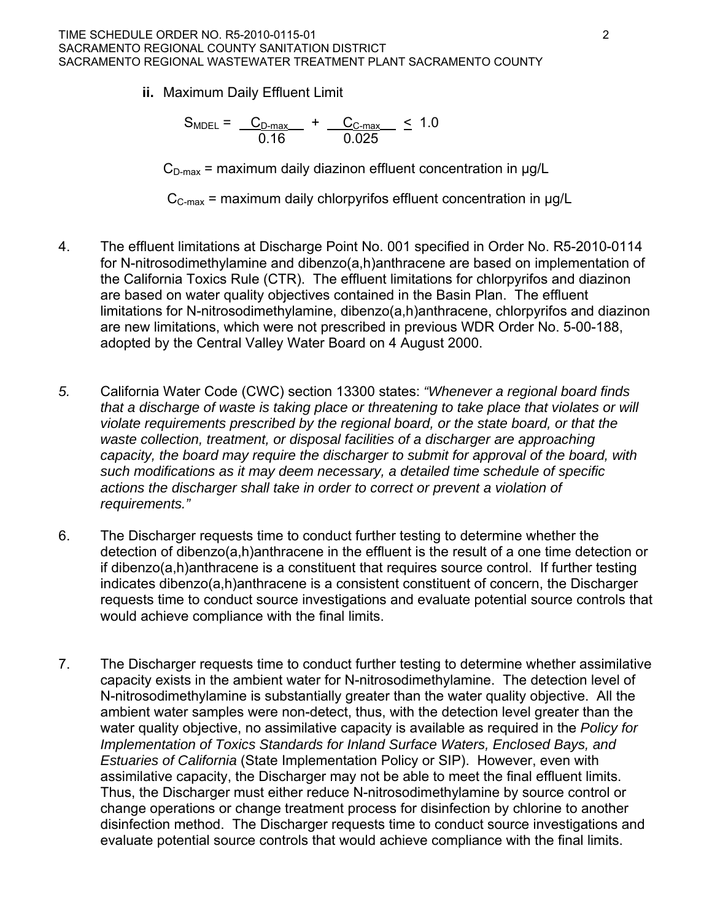**ii.** Maximum Daily Effluent Limit

$$S_{MDEL} = \frac{C_{D\text{-}max}}{0.16} + \frac{C_{C\text{-}max}}{0.025} \leq 1.0$$

$C_{D\text{-}max}$ = maximum daily diazinon effluent concentration in µg/L

$C_{C\text{-}max}$ = maximum daily chlorpyrifos effluent concentration in µg/L

4. The effluent limitations at Discharge Point No. 001 specified in Order No. R5-2010-0114 for N-nitrosodimethylamine and dibenzo(a,h)anthracene are based on implementation of the California Toxics Rule (CTR). The effluent limitations for chlorpyrifos and diazinon are based on water quality objectives contained in the Basin Plan. The effluent limitations for N-nitrosodimethylamine, dibenzo(a,h)anthracene, chlorpyrifos and diazinon are new limitations, which were not prescribed in previous WDR Order No. 5-00-188, adopted by the Central Valley Water Board on 4 August 2000.

5. California Water Code (CWC) section 13300 states: *"Whenever a regional board finds that a discharge of waste is taking place or threatening to take place that violates or will violate requirements prescribed by the regional board, or the state board, or that the waste collection, treatment, or disposal facilities of a discharger are approaching capacity, the board may require the discharger to submit for approval of the board, with such modifications as it may deem necessary, a detailed time schedule of specific actions the discharger shall take in order to correct or prevent a violation of requirements."*

6. The Discharger requests time to conduct further testing to determine whether the detection of dibenzo(a,h)anthracene in the effluent is the result of a one time detection or if dibenzo(a,h)anthracene is a constituent that requires source control. If further testing indicates dibenzo(a,h)anthracene is a consistent constituent of concern, the Discharger requests time to conduct source investigations and evaluate potential source controls that would achieve compliance with the final limits.

7. The Discharger requests time to conduct further testing to determine whether assimilative capacity exists in the ambient water for N-nitrosodimethylamine. The detection level of N-nitrosodimethylamine is substantially greater than the water quality objective. All the ambient water samples were non-detect, thus, with the detection level greater than the water quality objective, no assimilative capacity is available as required in the *Policy for Implementation of Toxics Standards for Inland Surface Waters, Enclosed Bays, and Estuaries of California* (State Implementation Policy or SIP). However, even with assimilative capacity, the Discharger may not be able to meet the final effluent limits. Thus, the Discharger must either reduce N-nitrosodimethylamine by source control or change operations or change treatment process for disinfection by chlorine to another disinfection method. The Discharger requests time to conduct source investigations and evaluate potential source controls that would achieve compliance with the final limits.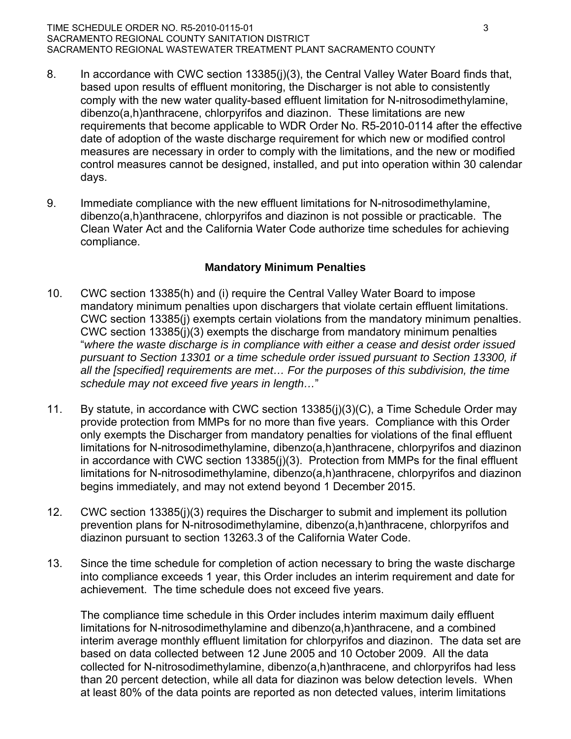8. In accordance with CWC section 13385(j)(3), the Central Valley Water Board finds that, based upon results of effluent monitoring, the Discharger is not able to consistently comply with the new water quality-based effluent limitation for N-nitrosodimethylamine, dibenzo(a,h)anthracene, chlorpyrifos and diazinon. These limitations are new requirements that become applicable to WDR Order No. R5-2010-0114 after the effective date of adoption of the waste discharge requirement for which new or modified control measures are necessary in order to comply with the limitations, and the new or modified control measures cannot be designed, installed, and put into operation within 30 calendar days.

9. Immediate compliance with the new effluent limitations for N-nitrosodimethylamine, dibenzo(a,h)anthracene, chlorpyrifos and diazinon is not possible or practicable. The Clean Water Act and the California Water Code authorize time schedules for achieving compliance.

### Mandatory Minimum Penalties

10. CWC section 13385(h) and (i) require the Central Valley Water Board to impose mandatory minimum penalties upon dischargers that violate certain effluent limitations. CWC section 13385(j) exempts certain violations from the mandatory minimum penalties. CWC section 13385(j)(3) exempts the discharge from mandatory minimum penalties "*where the waste discharge is in compliance with either a cease and desist order issued pursuant to Section 13301 or a time schedule order issued pursuant to Section 13300, if all the [specified] requirements are met… For the purposes of this subdivision, the time schedule may not exceed five years in length…*"

11. By statute, in accordance with CWC section 13385(j)(3)(C), a Time Schedule Order may provide protection from MMPs for no more than five years. Compliance with this Order only exempts the Discharger from mandatory penalties for violations of the final effluent limitations for N-nitrosodimethylamine, dibenzo(a,h)anthracene, chlorpyrifos and diazinon in accordance with CWC section 13385(j)(3). Protection from MMPs for the final effluent limitations for N-nitrosodimethylamine, dibenzo(a,h)anthracene, chlorpyrifos and diazinon begins immediately, and may not extend beyond 1 December 2015.

12. CWC section 13385(j)(3) requires the Discharger to submit and implement its pollution prevention plans for N-nitrosodimethylamine, dibenzo(a,h)anthracene, chlorpyrifos and diazinon pursuant to section 13263.3 of the California Water Code.

13. Since the time schedule for completion of action necessary to bring the waste discharge into compliance exceeds 1 year, this Order includes an interim requirement and date for achievement. The time schedule does not exceed five years.

    The compliance time schedule in this Order includes interim maximum daily effluent limitations for N-nitrosodimethylamine and dibenzo(a,h)anthracene, and a combined interim average monthly effluent limitation for chlorpyrifos and diazinon. The data set are based on data collected between 12 June 2005 and 10 October 2009. All the data collected for N-nitrosodimethylamine, dibenzo(a,h)anthracene, and chlorpyrifos had less than 20 percent detection, while all data for diazinon was below detection levels. When at least 80% of the data points are reported as non detected values, interim limitations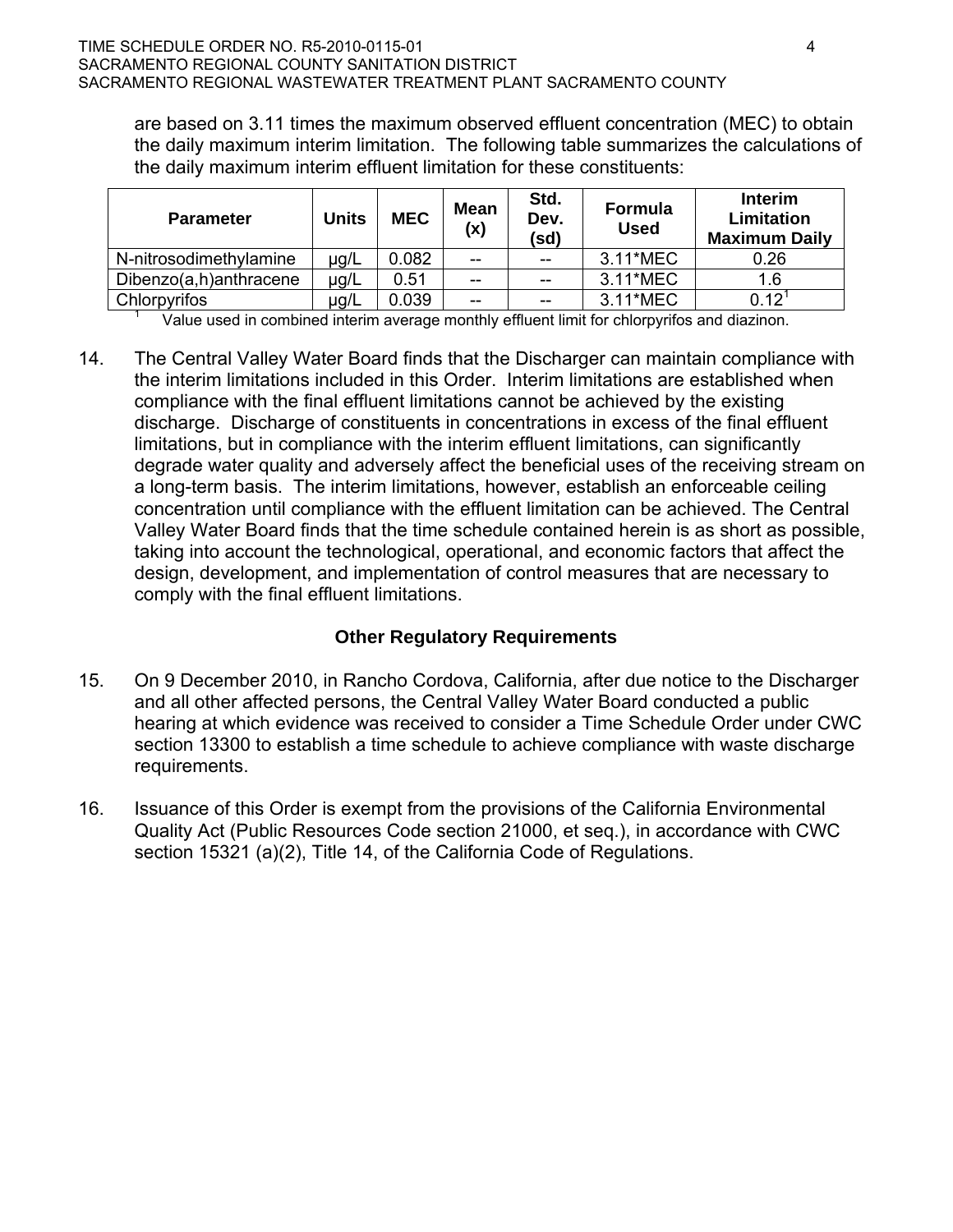are based on 3.11 times the maximum observed effluent concentration (MEC) to obtain the daily maximum interim limitation. The following table summarizes the calculations of the daily maximum interim effluent limitation for these constituents:

| Parameter | Units | MEC | Mean (x) | Std. Dev. (sd) | Formula Used | Interim Limitation Maximum Daily |
|---|---|---|---|---|---|---|
| N-nitrosodimethylamine | µg/L | 0.082 | -- | -- | 3.11*MEC | 0.26 |
| Dibenzo(a,h)anthracene | µg/L | 0.51 | -- | -- | 3.11*MEC | 1.6 |
| Chlorpyrifos | µg/L | 0.039 | -- | -- | 3.11*MEC | 0.12[1] |

[1] Value used in combined interim average monthly effluent limit for chlorpyrifos and diazinon.

14. The Central Valley Water Board finds that the Discharger can maintain compliance with the interim limitations included in this Order. Interim limitations are established when compliance with the final effluent limitations cannot be achieved by the existing discharge. Discharge of constituents in concentrations in excess of the final effluent limitations, but in compliance with the interim effluent limitations, can significantly degrade water quality and adversely affect the beneficial uses of the receiving stream on a long-term basis. The interim limitations, however, establish an enforceable ceiling concentration until compliance with the effluent limitation can be achieved. The Central Valley Water Board finds that the time schedule contained herein is as short as possible, taking into account the technological, operational, and economic factors that affect the design, development, and implementation of control measures that are necessary to comply with the final effluent limitations.

**Other Regulatory Requirements**

15. On 9 December 2010, in Rancho Cordova, California, after due notice to the Discharger and all other affected persons, the Central Valley Water Board conducted a public hearing at which evidence was received to consider a Time Schedule Order under CWC section 13300 to establish a time schedule to achieve compliance with waste discharge requirements.

16. Issuance of this Order is exempt from the provisions of the California Environmental Quality Act (Public Resources Code section 21000, et seq.), in accordance with CWC section 15321 (a)(2), Title 14, of the California Code of Regulations.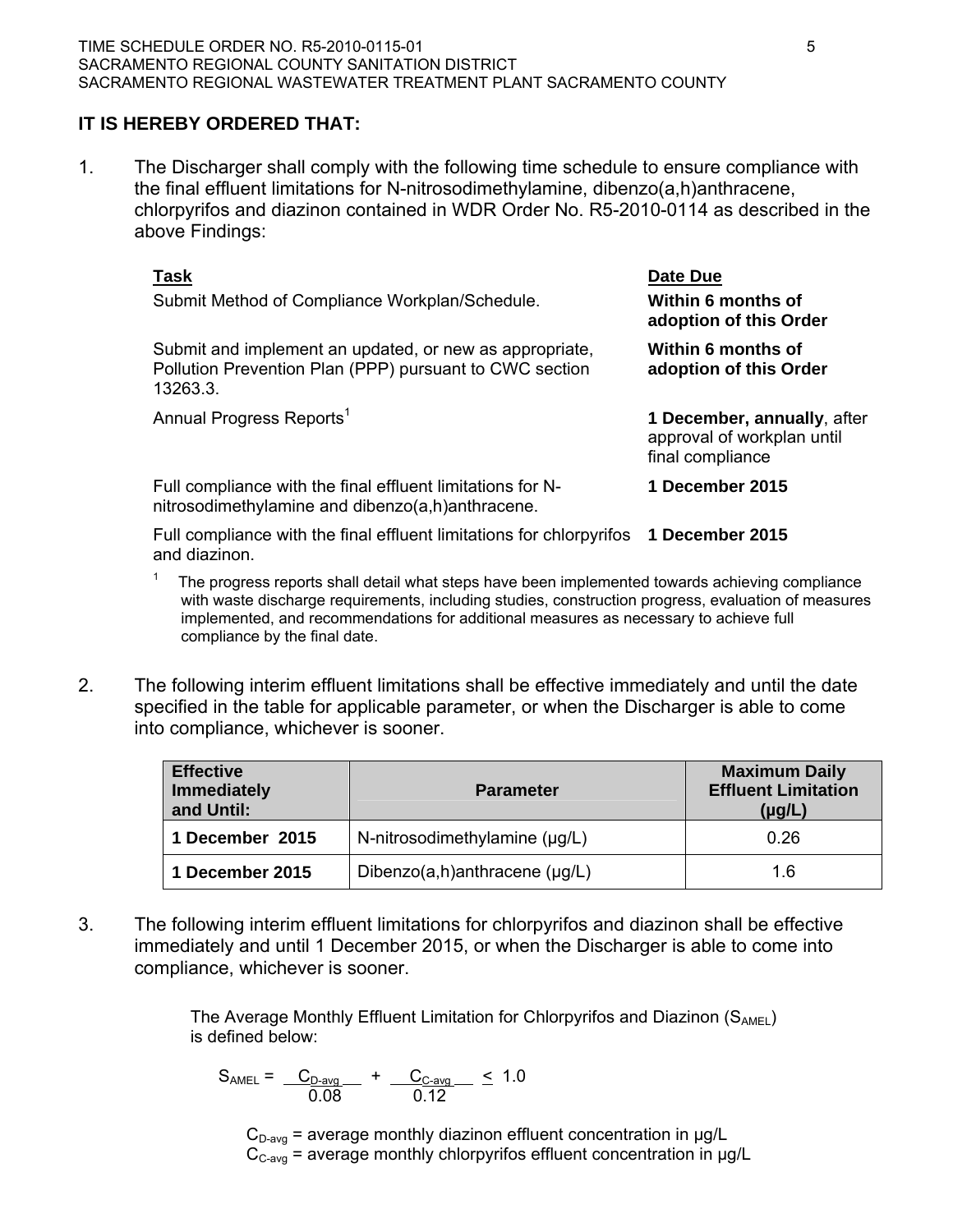**IT IS HEREBY ORDERED THAT:**

1. The Discharger shall comply with the following time schedule to ensure compliance with the final effluent limitations for N-nitrosodimethylamine, dibenzo(a,h)anthracene, chlorpyrifos and diazinon contained in WDR Order No. R5-2010-0114 as described in the above Findings:

| Task | Date Due |
|---|---|
| Submit Method of Compliance Workplan/Schedule. | **Within 6 months of adoption of this Order** |
| Submit and implement an updated, or new as appropriate, Pollution Prevention Plan (PPP) pursuant to CWC section 13263.3. | **Within 6 months of adoption of this Order** |
| Annual Progress Reports[1] | **1 December, annually**, after approval of workplan until final compliance |
| Full compliance with the final effluent limitations for N-nitrosodimethylamine and dibenzo(a,h)anthracene. | **1 December 2015** |
| Full compliance with the final effluent limitations for chlorpyrifos and diazinon. | **1 December 2015** |

[1] The progress reports shall detail what steps have been implemented towards achieving compliance with waste discharge requirements, including studies, construction progress, evaluation of measures implemented, and recommendations for additional measures as necessary to achieve full compliance by the final date.

2. The following interim effluent limitations shall be effective immediately and until the date specified in the table for applicable parameter, or when the Discharger is able to come into compliance, whichever is sooner.

| Effective Immediately and Until: | Parameter | Maximum Daily Effluent Limitation (µg/L) |
|---|---|---|
| **1 December 2015** | N-nitrosodimethylamine (µg/L) | 0.26 |
| **1 December 2015** | Dibenzo(a,h)anthracene (µg/L) | 1.6 |

3. The following interim effluent limitations for chlorpyrifos and diazinon shall be effective immediately and until 1 December 2015, or when the Discharger is able to come into compliance, whichever is sooner.

The Average Monthly Effluent Limitation for Chlorpyrifos and Diazinon ($S_{AMEL}$) is defined below:

$$S_{AMEL} = \frac{C_{D\text{-}avg}}{0.08} + \frac{C_{C\text{-}avg}}{0.12} \leq 1.0$$

$C_{D\text{-}avg}$ = average monthly diazinon effluent concentration in µg/L
$C_{C\text{-}avg}$ = average monthly chlorpyrifos effluent concentration in µg/L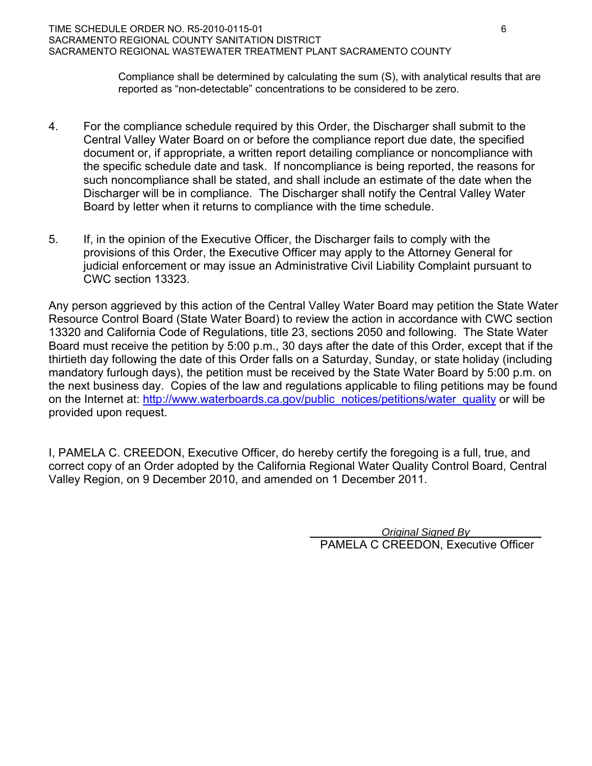Compliance shall be determined by calculating the sum (S), with analytical results that are reported as "non-detectable" concentrations to be considered to be zero.

4. For the compliance schedule required by this Order, the Discharger shall submit to the Central Valley Water Board on or before the compliance report due date, the specified document or, if appropriate, a written report detailing compliance or noncompliance with the specific schedule date and task. If noncompliance is being reported, the reasons for such noncompliance shall be stated, and shall include an estimate of the date when the Discharger will be in compliance. The Discharger shall notify the Central Valley Water Board by letter when it returns to compliance with the time schedule.

5. If, in the opinion of the Executive Officer, the Discharger fails to comply with the provisions of this Order, the Executive Officer may apply to the Attorney General for judicial enforcement or may issue an Administrative Civil Liability Complaint pursuant to CWC section 13323.

Any person aggrieved by this action of the Central Valley Water Board may petition the State Water Resource Control Board (State Water Board) to review the action in accordance with CWC section 13320 and California Code of Regulations, title 23, sections 2050 and following. The State Water Board must receive the petition by 5:00 p.m., 30 days after the date of this Order, except that if the thirtieth day following the date of this Order falls on a Saturday, Sunday, or state holiday (including mandatory furlough days), the petition must be received by the State Water Board by 5:00 p.m. on the next business day. Copies of the law and regulations applicable to filing petitions may be found on the Internet at: http://www.waterboards.ca.gov/public_notices/petitions/water_quality or will be provided upon request.

I, PAMELA C. CREEDON, Executive Officer, do hereby certify the foregoing is a full, true, and correct copy of an Order adopted by the California Regional Water Quality Control Board, Central Valley Region, on 9 December 2010, and amended on 1 December 2011.

*Original Signed By*

PAMELA C CREEDON, Executive Officer